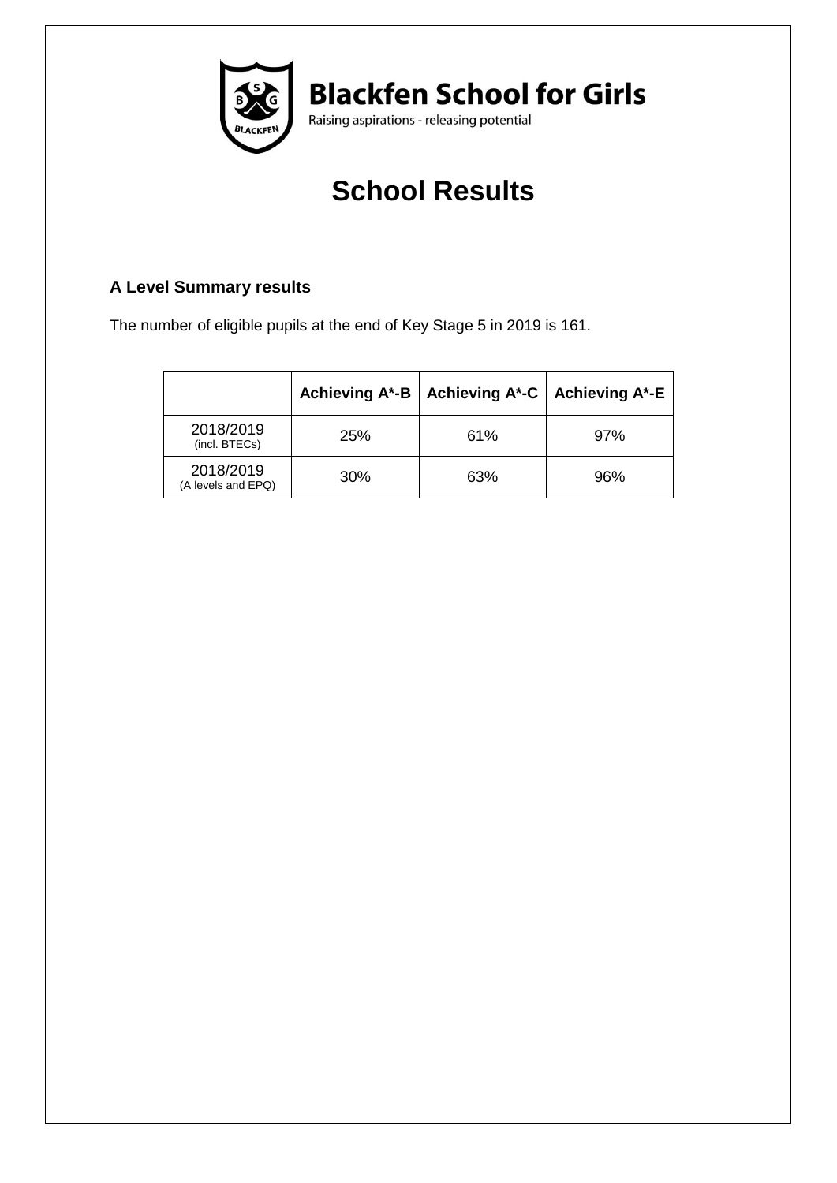# Blackfen School for Girls

Raising aspirations - releasing potential

# School Results

### A Level Summary results

The number of eligible pupils at the end of Key Stage 5 in 2019 is 161.

| | Achieving A*-B | Achieving A*-C | Achieving A*-E |
|---|---|---|---|
| 2018/2019 (incl. BTECs) | 25% | 61% | 97% |
| 2018/2019 (A levels and EPQ) | 30% | 63% | 96% |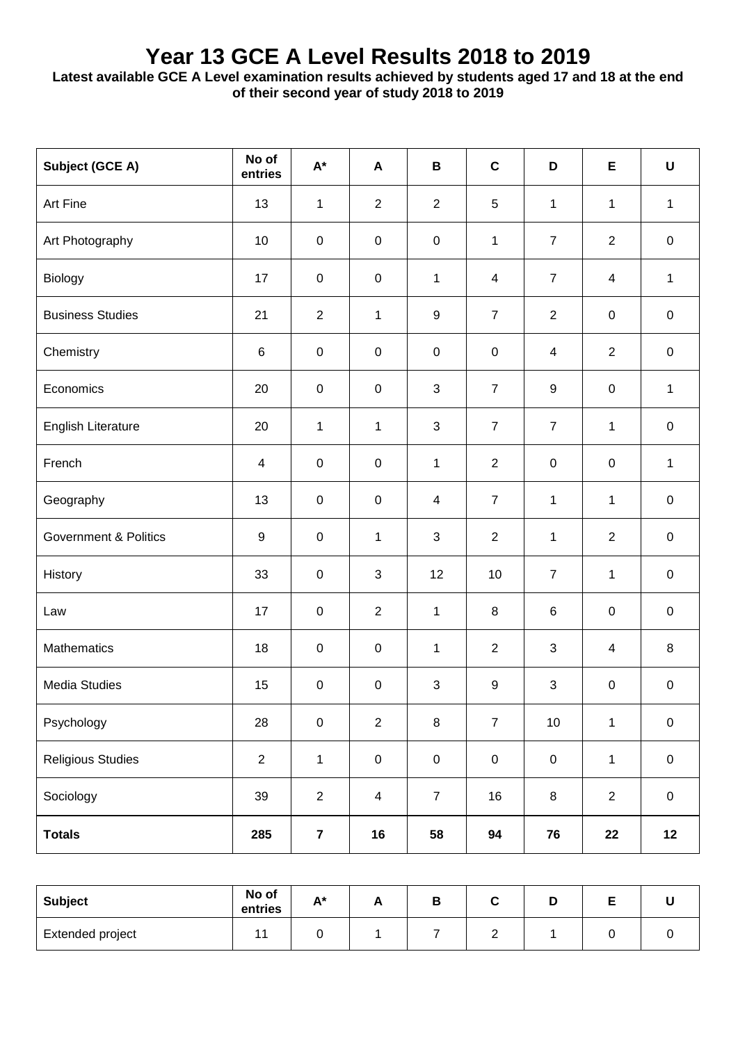# Year 13 GCE A Level Results 2018 to 2019

**Latest available GCE A Level examination results achieved by students aged 17 and 18 at the end of their second year of study 2018 to 2019**

| Subject (GCE A) | No of entries | A* | A | B | C | D | E | U |
|---|---|---|---|---|---|---|---|---|
| Art Fine | 13 | 1 | 2 | 2 | 5 | 1 | 1 | 1 |
| Art Photography | 10 | 0 | 0 | 0 | 1 | 7 | 2 | 0 |
| Biology | 17 | 0 | 0 | 1 | 4 | 7 | 4 | 1 |
| Business Studies | 21 | 2 | 1 | 9 | 7 | 2 | 0 | 0 |
| Chemistry | 6 | 0 | 0 | 0 | 0 | 4 | 2 | 0 |
| Economics | 20 | 0 | 0 | 3 | 7 | 9 | 0 | 1 |
| English Literature | 20 | 1 | 1 | 3 | 7 | 7 | 1 | 0 |
| French | 4 | 0 | 0 | 1 | 2 | 0 | 0 | 1 |
| Geography | 13 | 0 | 0 | 4 | 7 | 1 | 1 | 0 |
| Government & Politics | 9 | 0 | 1 | 3 | 2 | 1 | 2 | 0 |
| History | 33 | 0 | 3 | 12 | 10 | 7 | 1 | 0 |
| Law | 17 | 0 | 2 | 1 | 8 | 6 | 0 | 0 |
| Mathematics | 18 | 0 | 0 | 1 | 2 | 3 | 4 | 8 |
| Media Studies | 15 | 0 | 0 | 3 | 9 | 3 | 0 | 0 |
| Psychology | 28 | 0 | 2 | 8 | 7 | 10 | 1 | 0 |
| Religious Studies | 2 | 1 | 0 | 0 | 0 | 0 | 1 | 0 |
| Sociology | 39 | 2 | 4 | 7 | 16 | 8 | 2 | 0 |
| **Totals** | **285** | **7** | **16** | **58** | **94** | **76** | **22** | **12** |

| Subject | No of entries | A* | A | B | C | D | E | U |
|---|---|---|---|---|---|---|---|---|
| Extended project | 11 | 0 | 1 | 7 | 2 | 1 | 0 | 0 |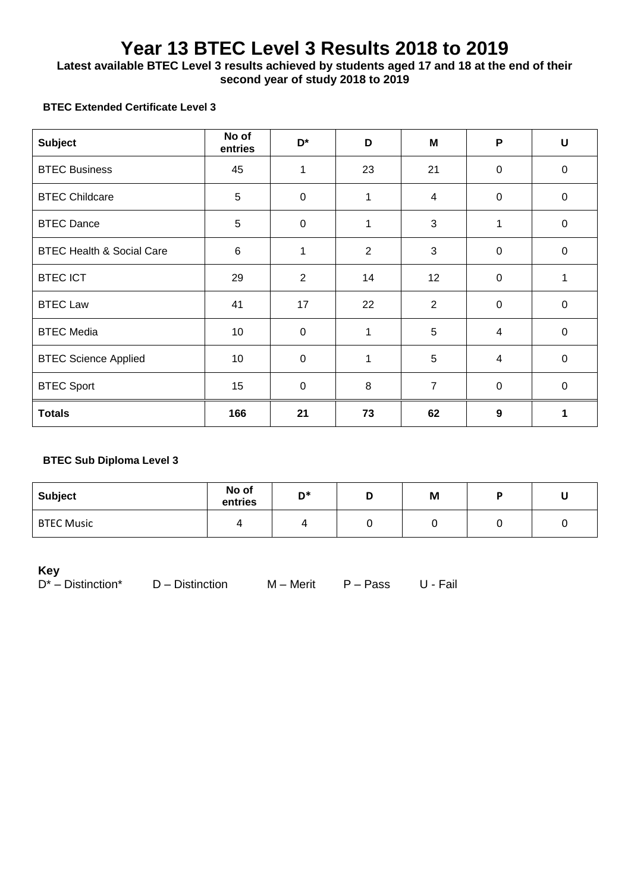# Year 13 BTEC Level 3 Results 2018 to 2019

**Latest available BTEC Level 3 results achieved by students aged 17 and 18 at the end of their second year of study 2018 to 2019**

**BTEC Extended Certificate Level 3**

| Subject | No of entries | D* | D | M | P | U |
|---|---|---|---|---|---|---|
| BTEC Business | 45 | 1 | 23 | 21 | 0 | 0 |
| BTEC Childcare | 5 | 0 | 1 | 4 | 0 | 0 |
| BTEC Dance | 5 | 0 | 1 | 3 | 1 | 0 |
| BTEC Health & Social Care | 6 | 1 | 2 | 3 | 0 | 0 |
| BTEC ICT | 29 | 2 | 14 | 12 | 0 | 1 |
| BTEC Law | 41 | 17 | 22 | 2 | 0 | 0 |
| BTEC Media | 10 | 0 | 1 | 5 | 4 | 0 |
| BTEC Science Applied | 10 | 0 | 1 | 5 | 4 | 0 |
| BTEC Sport | 15 | 0 | 8 | 7 | 0 | 0 |
| **Totals** | **166** | **21** | **73** | **62** | **9** | **1** |

**BTEC Sub Diploma Level 3**

| Subject | No of entries | D* | D | M | P | U |
|---|---|---|---|---|---|---|
| BTEC Music | 4 | 4 | 0 | 0 | 0 | 0 |

**Key**

D* – Distinction* D – Distinction M – Merit P – Pass U - Fail